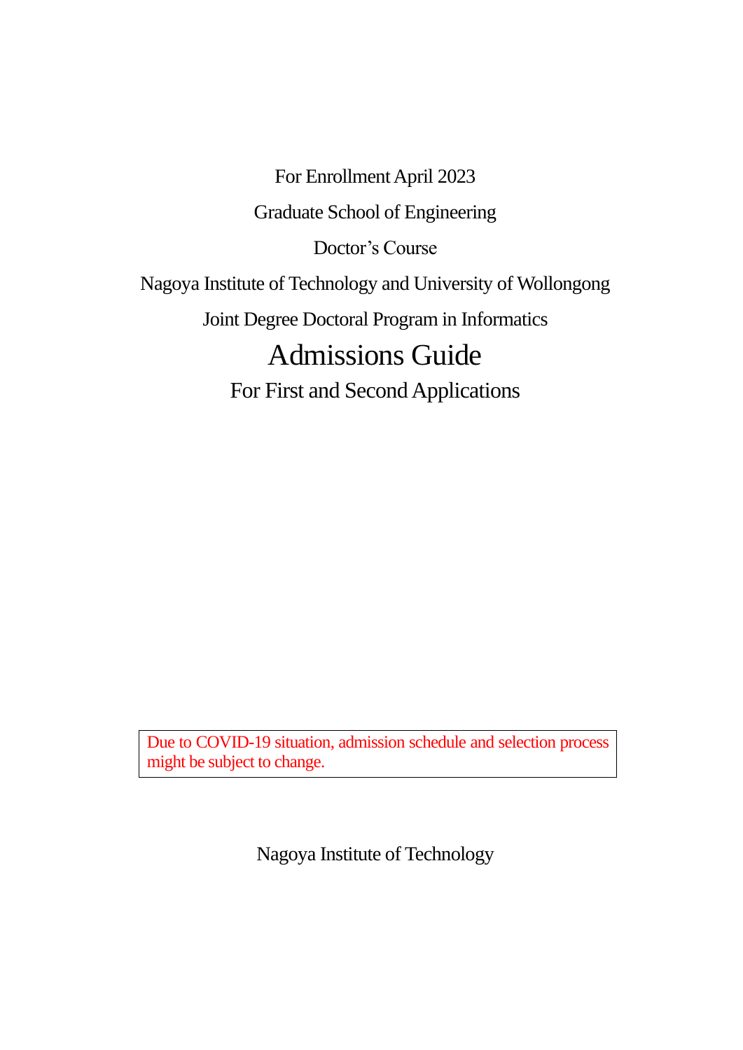For Enrollment April 2023

Graduate School of Engineering

Doctor’s Course

Nagoya Institute of Technology and University of Wollongong

Joint Degree Doctoral Program in Informatics

# Admissions Guide

## For First and Second Applications

> Due to COVID-19 situation, admission schedule and selection process might be subject to change.

Nagoya Institute of Technology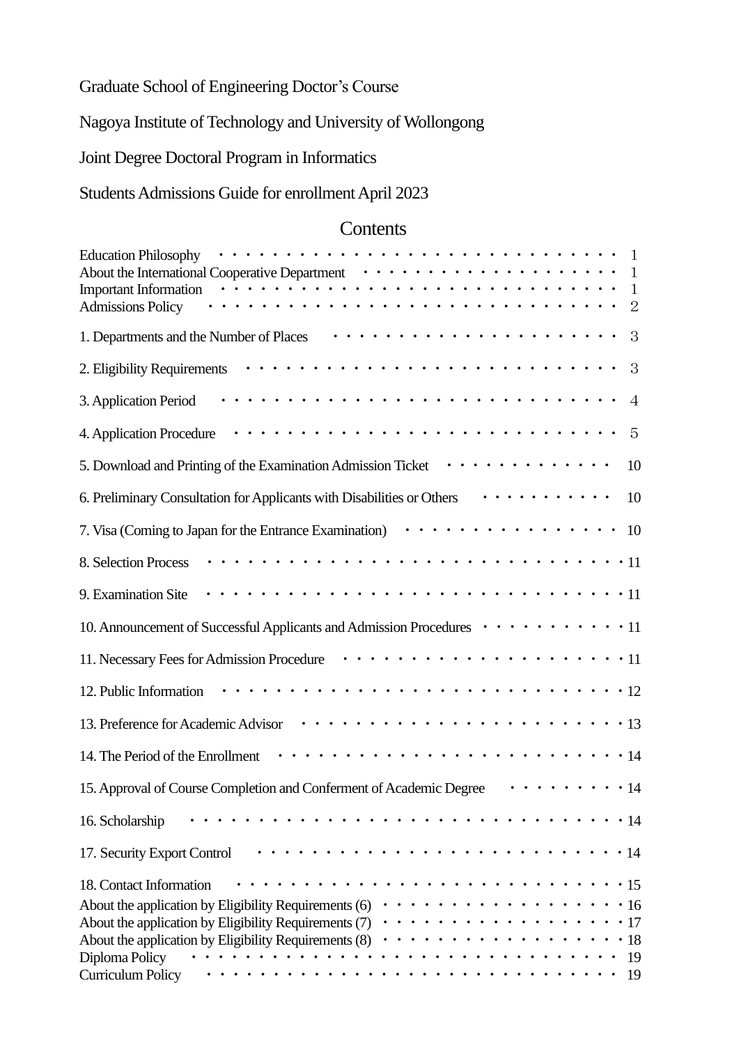Graduate School of Engineering Doctor's Course

Nagoya Institute of Technology and University of Wollongong

Joint Degree Doctoral Program in Informatics

Students Admissions Guide for enrollment April 2023

## Contents

| | |
|---|---|
| Education Philosophy | 1 |
| About the International Cooperative Department | 1 |
| Important Information | 1 |
| Admissions Policy | 2 |
| 1. Departments and the Number of Places | 3 |
| 2. Eligibility Requirements | 3 |
| 3. Application Period | 4 |
| 4. Application Procedure | 5 |
| 5. Download and Printing of the Examination Admission Ticket | 10 |
| 6. Preliminary Consultation for Applicants with Disabilities or Others | 10 |
| 7. Visa (Coming to Japan for the Entrance Examination) | 10 |
| 8. Selection Process | 11 |
| 9. Examination Site | 11 |
| 10. Announcement of Successful Applicants and Admission Procedures | 11 |
| 11. Necessary Fees for Admission Procedure | 11 |
| 12. Public Information | 12 |
| 13. Preference for Academic Advisor | 13 |
| 14. The Period of the Enrollment | 14 |
| 15. Approval of Course Completion and Conferment of Academic Degree | 14 |
| 16. Scholarship | 14 |
| 17. Security Export Control | 14 |
| 18. Contact Information | 15 |
| About the application by Eligibility Requirements (6) | 16 |
| About the application by Eligibility Requirements (7) | 17 |
| About the application by Eligibility Requirements (8) | 18 |
| Diploma Policy | 19 |
| Curriculum Policy | 19 |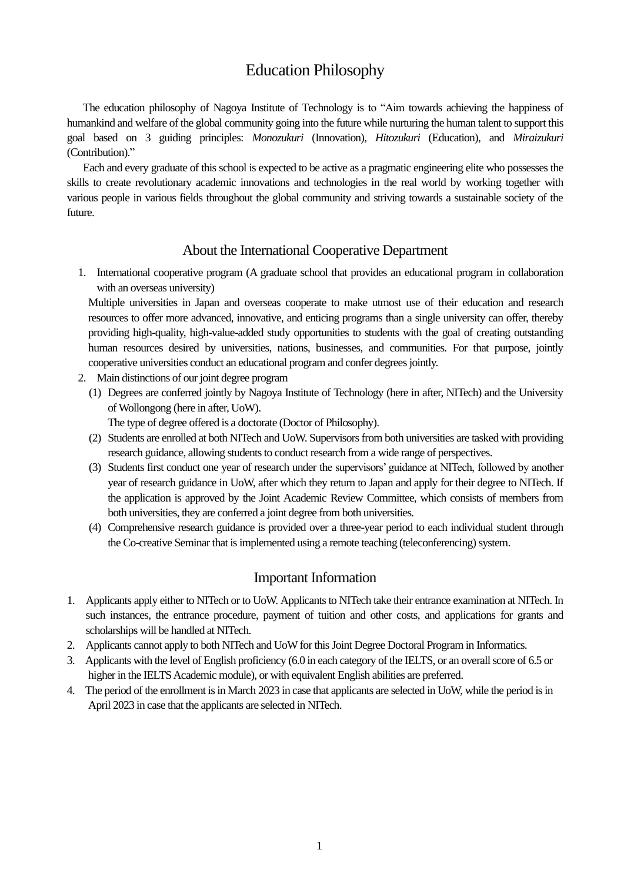# Education Philosophy

The education philosophy of Nagoya Institute of Technology is to "Aim towards achieving the happiness of humankind and welfare of the global community going into the future while nurturing the human talent to support this goal based on 3 guiding principles: *Monozukuri* (Innovation), *Hitozukuri* (Education), and *Miraizukuri* (Contribution)."

Each and every graduate of this school is expected to be active as a pragmatic engineering elite who possesses the skills to create revolutionary academic innovations and technologies in the real world by working together with various people in various fields throughout the global community and striving towards a sustainable society of the future.

## About the International Cooperative Department

1. International cooperative program (A graduate school that provides an educational program in collaboration with an overseas university)

   Multiple universities in Japan and overseas cooperate to make utmost use of their education and research resources to offer more advanced, innovative, and enticing programs than a single university can offer, thereby providing high-quality, high-value-added study opportunities to students with the goal of creating outstanding human resources desired by universities, nations, businesses, and communities. For that purpose, jointly cooperative universities conduct an educational program and confer degrees jointly.

2. Main distinctions of our joint degree program

   (1) Degrees are conferred jointly by Nagoya Institute of Technology (here in after, NITech) and the University of Wollongong (here in after, UoW).
   The type of degree offered is a doctorate (Doctor of Philosophy).

   (2) Students are enrolled at both NITech and UoW. Supervisors from both universities are tasked with providing research guidance, allowing students to conduct research from a wide range of perspectives.

   (3) Students first conduct one year of research under the supervisors' guidance at NITech, followed by another year of research guidance in UoW, after which they return to Japan and apply for their degree to NITech. If the application is approved by the Joint Academic Review Committee, which consists of members from both universities, they are conferred a joint degree from both universities.

   (4) Comprehensive research guidance is provided over a three-year period to each individual student through the Co-creative Seminar that is implemented using a remote teaching (teleconferencing) system.

## Important Information

1. Applicants apply either to NITech or to UoW. Applicants to NITech take their entrance examination at NITech. In such instances, the entrance procedure, payment of tuition and other costs, and applications for grants and scholarships will be handled at NITech.
2. Applicants cannot apply to both NITech and UoW for this Joint Degree Doctoral Program in Informatics.
3. Applicants with the level of English proficiency (6.0 in each category of the IELTS, or an overall score of 6.5 or higher in the IELTS Academic module), or with equivalent English abilities are preferred.
4. The period of the enrollment is in March 2023 in case that applicants are selected in UoW, while the period is in April 2023 in case that the applicants are selected in NITech.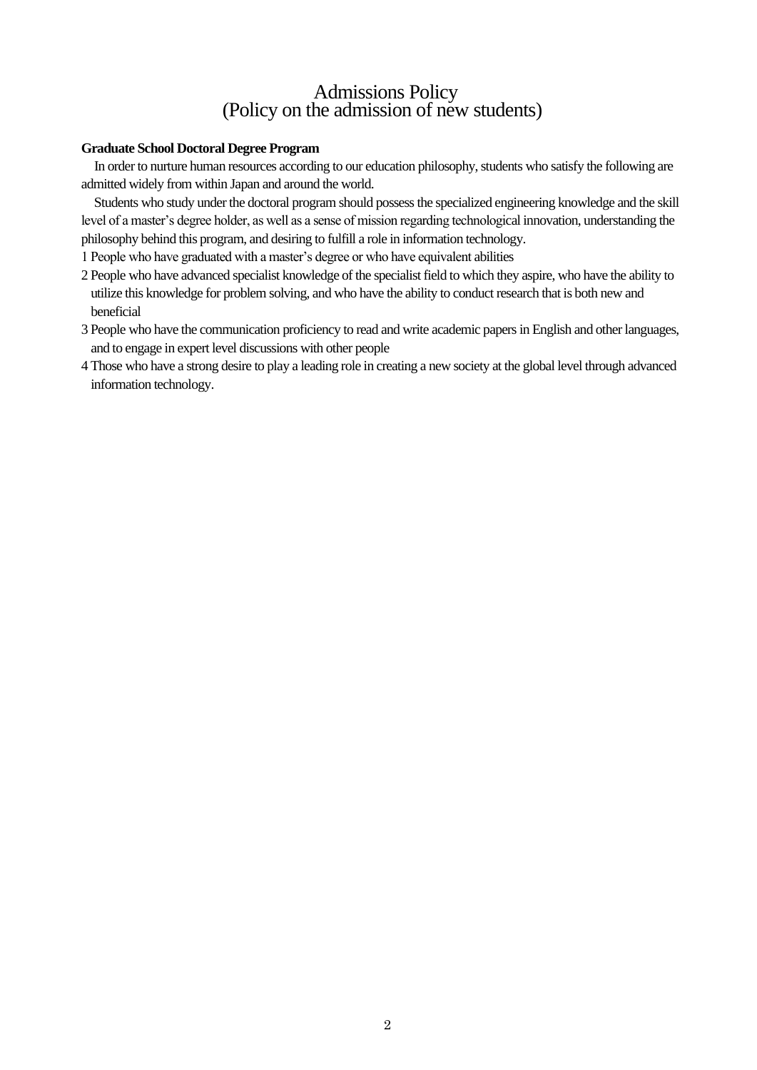# Admissions Policy
# (Policy on the admission of new students)

**Graduate School Doctoral Degree Program**

In order to nurture human resources according to our education philosophy, students who satisfy the following are admitted widely from within Japan and around the world.

Students who study under the doctoral program should possess the specialized engineering knowledge and the skill level of a master's degree holder, as well as a sense of mission regarding technological innovation, understanding the philosophy behind this program, and desiring to fulfill a role in information technology.

1 People who have graduated with a master's degree or who have equivalent abilities

2 People who have advanced specialist knowledge of the specialist field to which they aspire, who have the ability to utilize this knowledge for problem solving, and who have the ability to conduct research that is both new and beneficial

3 People who have the communication proficiency to read and write academic papers in English and other languages, and to engage in expert level discussions with other people

4 Those who have a strong desire to play a leading role in creating a new society at the global level through advanced information technology.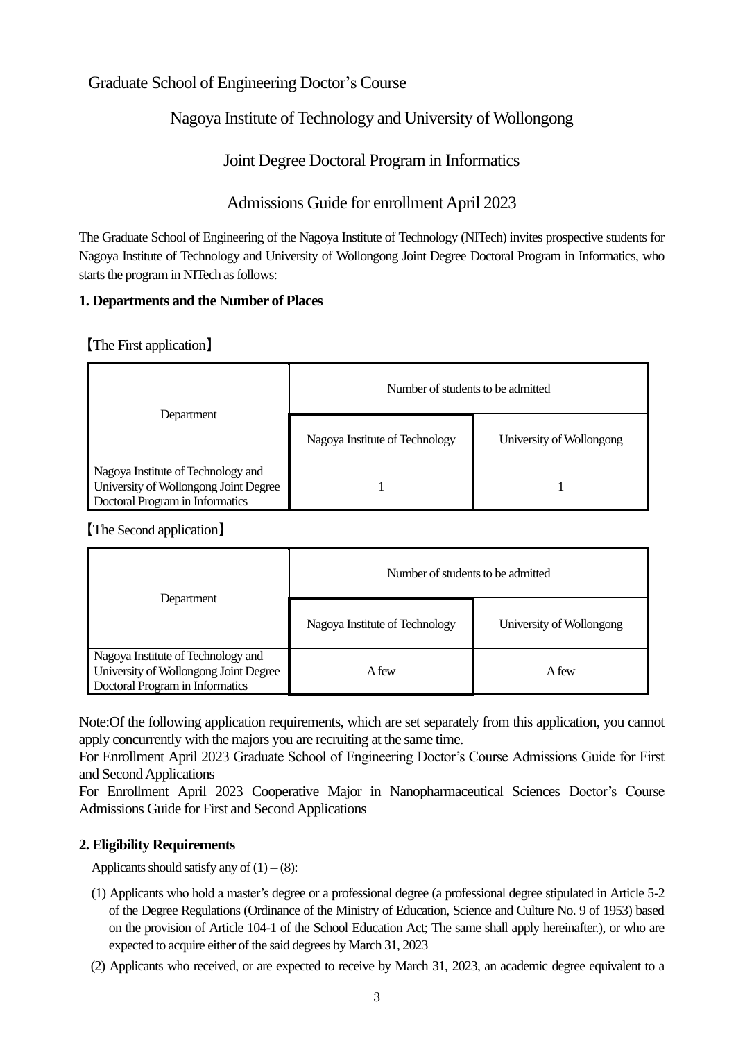Graduate School of Engineering Doctor's Course

# Nagoya Institute of Technology and University of Wollongong

# Joint Degree Doctoral Program in Informatics

# Admissions Guide for enrollment April 2023

The Graduate School of Engineering of the Nagoya Institute of Technology (NITech) invites prospective students for Nagoya Institute of Technology and University of Wollongong Joint Degree Doctoral Program in Informatics, who starts the program in NITech as follows:

## 1. Departments and the Number of Places

【The First application】

| Department | Number of students to be admitted | |
|---|---|---|
| | Nagoya Institute of Technology | University of Wollongong |
| Nagoya Institute of Technology and University of Wollongong Joint Degree Doctoral Program in Informatics | 1 | 1 |

【The Second application】

| Department | Number of students to be admitted | |
|---|---|---|
| | Nagoya Institute of Technology | University of Wollongong |
| Nagoya Institute of Technology and University of Wollongong Joint Degree Doctoral Program in Informatics | A few | A few |

Note:Of the following application requirements, which are set separately from this application, you cannot apply concurrently with the majors you are recruiting at the same time.
For Enrollment April 2023 Graduate School of Engineering Doctor's Course Admissions Guide for First and Second Applications
For Enrollment April 2023 Cooperative Major in Nanopharmaceutical Sciences Doctor's Course Admissions Guide for First and Second Applications

## 2. Eligibility Requirements

Applicants should satisfy any of (1) – (8):

(1) Applicants who hold a master's degree or a professional degree (a professional degree stipulated in Article 5-2 of the Degree Regulations (Ordinance of the Ministry of Education, Science and Culture No. 9 of 1953) based on the provision of Article 104-1 of the School Education Act; The same shall apply hereinafter.), or who are expected to acquire either of the said degrees by March 31, 2023

(2) Applicants who received, or are expected to receive by March 31, 2023, an academic degree equivalent to a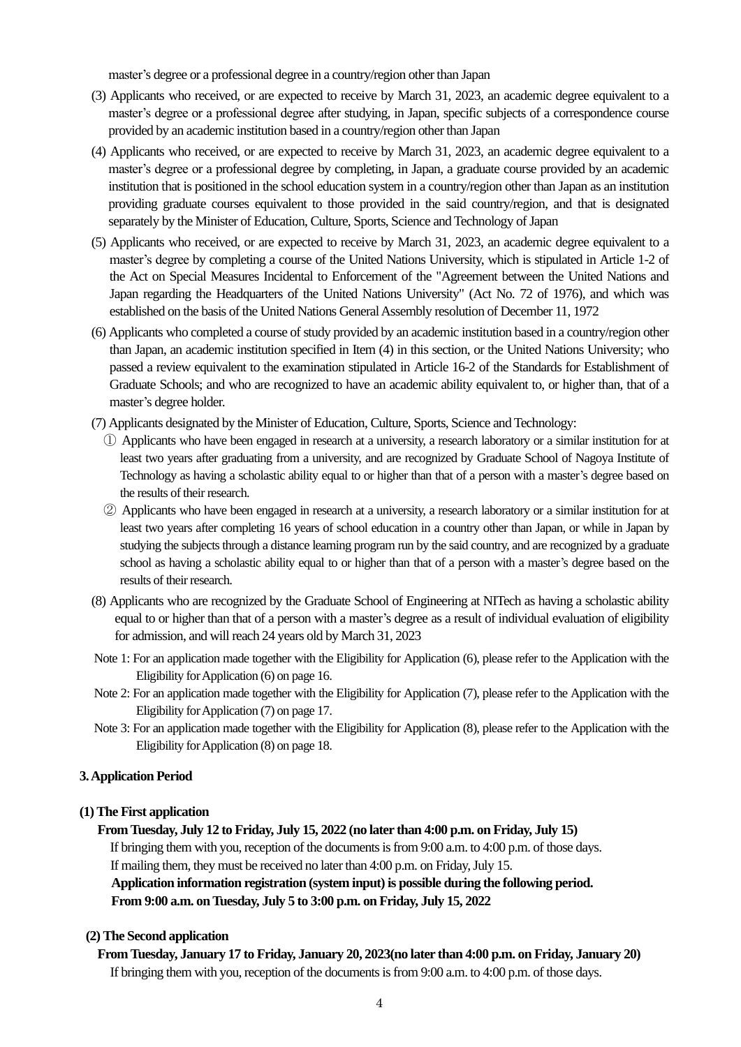master's degree or a professional degree in a country/region other than Japan

(3) Applicants who received, or are expected to receive by March 31, 2023, an academic degree equivalent to a master's degree or a professional degree after studying, in Japan, specific subjects of a correspondence course provided by an academic institution based in a country/region other than Japan

(4) Applicants who received, or are expected to receive by March 31, 2023, an academic degree equivalent to a master's degree or a professional degree by completing, in Japan, a graduate course provided by an academic institution that is positioned in the school education system in a country/region other than Japan as an institution providing graduate courses equivalent to those provided in the said country/region, and that is designated separately by the Minister of Education, Culture, Sports, Science and Technology of Japan

(5) Applicants who received, or are expected to receive by March 31, 2023, an academic degree equivalent to a master's degree by completing a course of the United Nations University, which is stipulated in Article 1-2 of the Act on Special Measures Incidental to Enforcement of the "Agreement between the United Nations and Japan regarding the Headquarters of the United Nations University" (Act No. 72 of 1976), and which was established on the basis of the United Nations General Assembly resolution of December 11, 1972

(6) Applicants who completed a course of study provided by an academic institution based in a country/region other than Japan, an academic institution specified in Item (4) in this section, or the United Nations University; who passed a review equivalent to the examination stipulated in Article 16-2 of the Standards for Establishment of Graduate Schools; and who are recognized to have an academic ability equivalent to, or higher than, that of a master's degree holder.

(7) Applicants designated by the Minister of Education, Culture, Sports, Science and Technology:

① Applicants who have been engaged in research at a university, a research laboratory or a similar institution for at least two years after graduating from a university, and are recognized by Graduate School of Nagoya Institute of Technology as having a scholastic ability equal to or higher than that of a person with a master's degree based on the results of their research.

② Applicants who have been engaged in research at a university, a research laboratory or a similar institution for at least two years after completing 16 years of school education in a country other than Japan, or while in Japan by studying the subjects through a distance learning program run by the said country, and are recognized by a graduate school as having a scholastic ability equal to or higher than that of a person with a master's degree based on the results of their research.

(8) Applicants who are recognized by the Graduate School of Engineering at NITech as having a scholastic ability equal to or higher than that of a person with a master's degree as a result of individual evaluation of eligibility for admission, and will reach 24 years old by March 31, 2023

Note 1: For an application made together with the Eligibility for Application (6), please refer to the Application with the Eligibility for Application (6) on page 16.

Note 2: For an application made together with the Eligibility for Application (7), please refer to the Application with the Eligibility for Application (7) on page 17.

Note 3: For an application made together with the Eligibility for Application (8), please refer to the Application with the Eligibility for Application (8) on page 18.

## 3. Application Period

### (1) The First application

**From Tuesday, July 12 to Friday, July 15, 2022 (no later than 4:00 p.m. on Friday, July 15)**

If bringing them with you, reception of the documents is from 9:00 a.m. to 4:00 p.m. of those days.
If mailing them, they must be received no later than 4:00 p.m. on Friday, July 15.

**Application information registration (system input) is possible during the following period.**
**From 9:00 a.m. on Tuesday, July 5 to 3:00 p.m. on Friday, July 15, 2022**

### (2) The Second application

**From Tuesday, January 17 to Friday, January 20, 2023(no later than 4:00 p.m. on Friday, January 20)**

If bringing them with you, reception of the documents is from 9:00 a.m. to 4:00 p.m. of those days.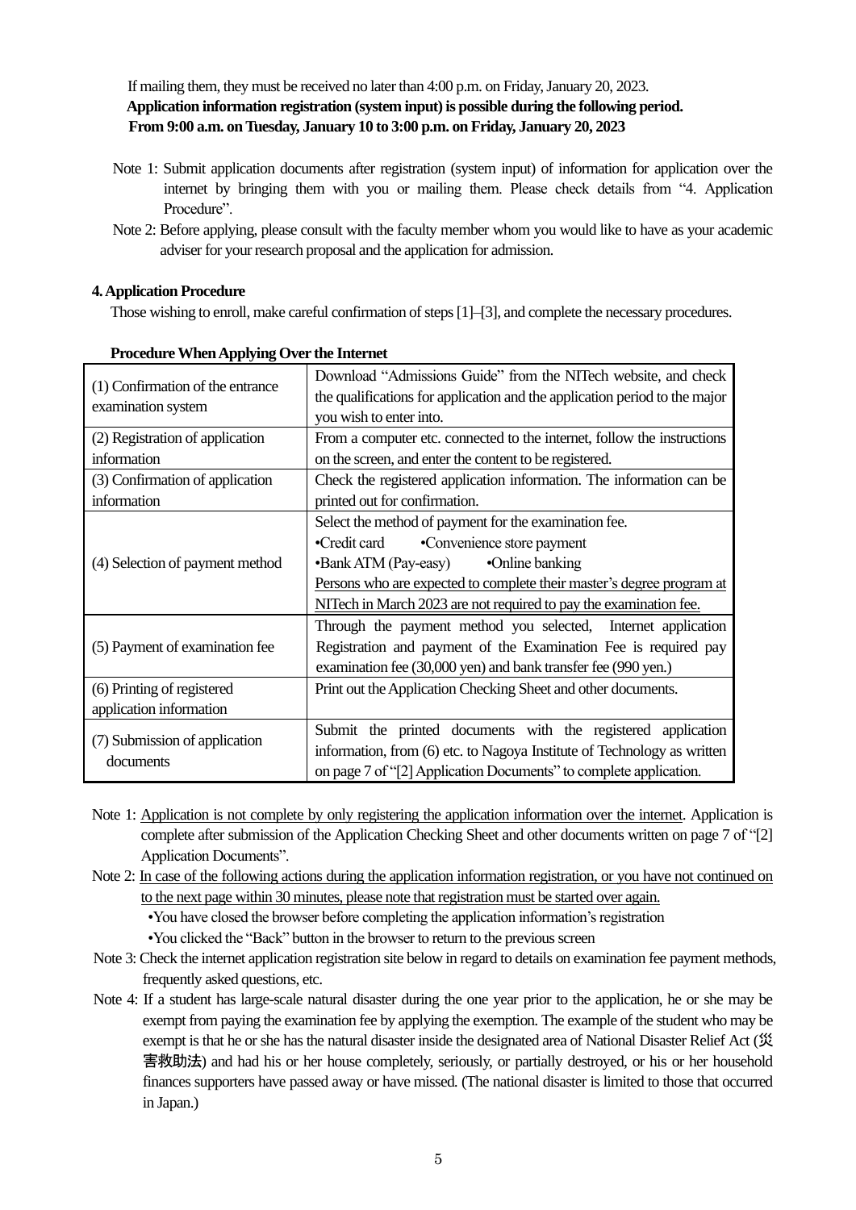If mailing them, they must be received no later than 4:00 p.m. on Friday, January 20, 2023.

**Application information registration (system input) is possible during the following period.**
**From 9:00 a.m. on Tuesday, January 10 to 3:00 p.m. on Friday, January 20, 2023**

Note 1: Submit application documents after registration (system input) of information for application over the internet by bringing them with you or mailing them. Please check details from "4. Application Procedure".

Note 2: Before applying, please consult with the faculty member whom you would like to have as your academic adviser for your research proposal and the application for admission.

## 4. Application Procedure

Those wishing to enroll, make careful confirmation of steps [1]–[3], and complete the necessary procedures.

**Procedure When Applying Over the Internet**

| | |
|---|---|
| (1) Confirmation of the entrance examination system | Download "Admissions Guide" from the NITech website, and check the qualifications for application and the application period to the major you wish to enter into. |
| (2) Registration of application information | From a computer etc. connected to the internet, follow the instructions on the screen, and enter the content to be registered. |
| (3) Confirmation of application information | Check the registered application information. The information can be printed out for confirmation. |
| (4) Selection of payment method | Select the method of payment for the examination fee.<br>•Credit card •Convenience store payment<br>•Bank ATM (Pay-easy) •Online banking<br><u>Persons who are expected to complete their master's degree program at NITech in March 2023 are not required to pay the examination fee.</u> |
| (5) Payment of examination fee | Through the payment method you selected, Internet application Registration and payment of the Examination Fee is required pay examination fee (30,000 yen) and bank transfer fee (990 yen.) |
| (6) Printing of registered application information | Print out the Application Checking Sheet and other documents. |
| (7) Submission of application documents | Submit the printed documents with the registered application information, from (6) etc. to Nagoya Institute of Technology as written on page 7 of "[2] Application Documents" to complete application. |

Note 1: <u>Application is not complete by only registering the application information over the internet</u>. Application is complete after submission of the Application Checking Sheet and other documents written on page 7 of "[2] Application Documents".

Note 2: <u>In case of the following actions during the application information registration, or you have not continued on to the next page within 30 minutes, please note that registration must be started over again.</u>
- You have closed the browser before completing the application information's registration
- You clicked the "Back" button in the browser to return to the previous screen

Note 3: Check the internet application registration site below in regard to details on examination fee payment methods, frequently asked questions, etc.

Note 4: If a student has large-scale natural disaster during the one year prior to the application, he or she may be exempt from paying the examination fee by applying the exemption. The example of the student who may be exempt is that he or she has the natural disaster inside the designated area of National Disaster Relief Act (災害救助法) and had his or her house completely, seriously, or partially destroyed, or his or her household finances supporters have passed away or have missed. (The national disaster is limited to those that occurred in Japan.)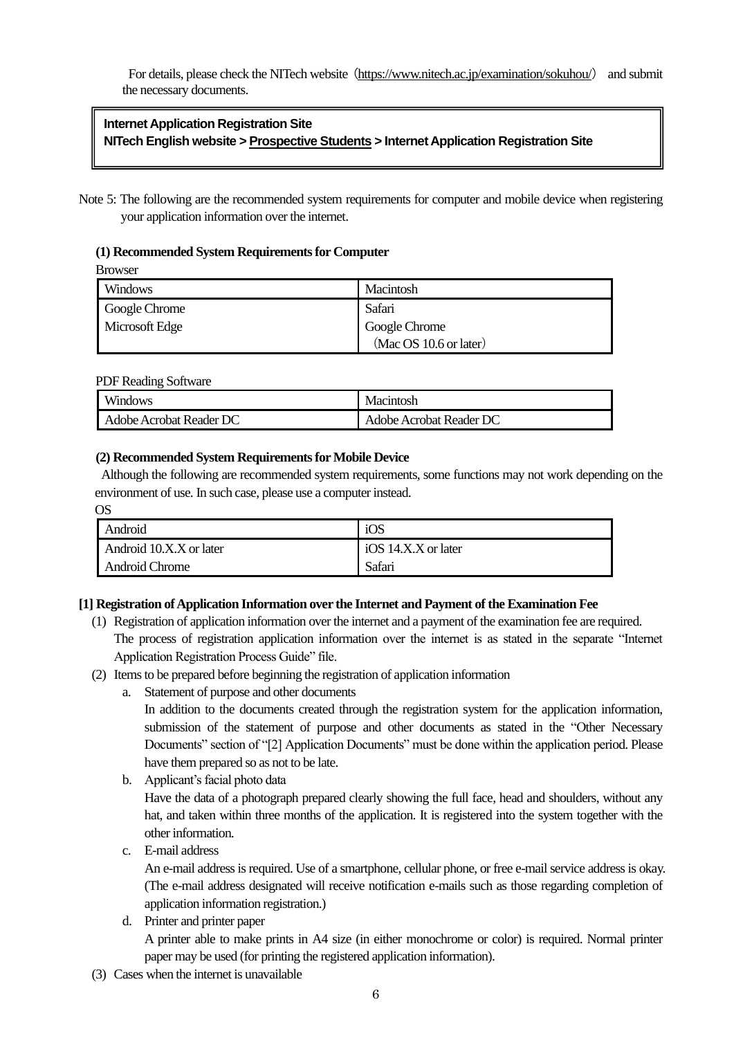For details, please check the NITech website（https://www.nitech.ac.jp/examination/sokuhou/） and submit the necessary documents.

> **Internet Application Registration Site**
> **NITech English website > Prospective Students > Internet Application Registration Site**

Note 5: The following are the recommended system requirements for computer and mobile device when registering your application information over the internet.

**(1) Recommended System Requirements for Computer**

Browser

| Windows | Macintosh |
| --- | --- |
| Google Chrome<br>Microsoft Edge | Safari<br>Google Chrome<br>（Mac OS 10.6 or later） |

PDF Reading Software

| Windows | Macintosh |
| --- | --- |
| Adobe Acrobat Reader DC | Adobe Acrobat Reader DC |

**(2) Recommended System Requirements for Mobile Device**

Although the following are recommended system requirements, some functions may not work depending on the environment of use. In such case, please use a computer instead.

OS

| Android | iOS |
| --- | --- |
| Android 10.X.X or later<br>Android Chrome | iOS 14.X.X or later<br>Safari |

**[1] Registration of Application Information over the Internet and Payment of the Examination Fee**

(1) Registration of application information over the internet and a payment of the examination fee are required. The process of registration application information over the internet is as stated in the separate "Internet Application Registration Process Guide" file.

(2) Items to be prepared before beginning the registration of application information

a. Statement of purpose and other documents
In addition to the documents created through the registration system for the application information, submission of the statement of purpose and other documents as stated in the "Other Necessary Documents" section of "[2] Application Documents" must be done within the application period. Please have them prepared so as not to be late.

b. Applicant's facial photo data
Have the data of a photograph prepared clearly showing the full face, head and shoulders, without any hat, and taken within three months of the application. It is registered into the system together with the other information.

c. E-mail address
An e-mail address is required. Use of a smartphone, cellular phone, or free e-mail service address is okay. (The e-mail address designated will receive notification e-mails such as those regarding completion of application information registration.)

d. Printer and printer paper
A printer able to make prints in A4 size (in either monochrome or color) is required. Normal printer paper may be used (for printing the registered application information).

(3) Cases when the internet is unavailable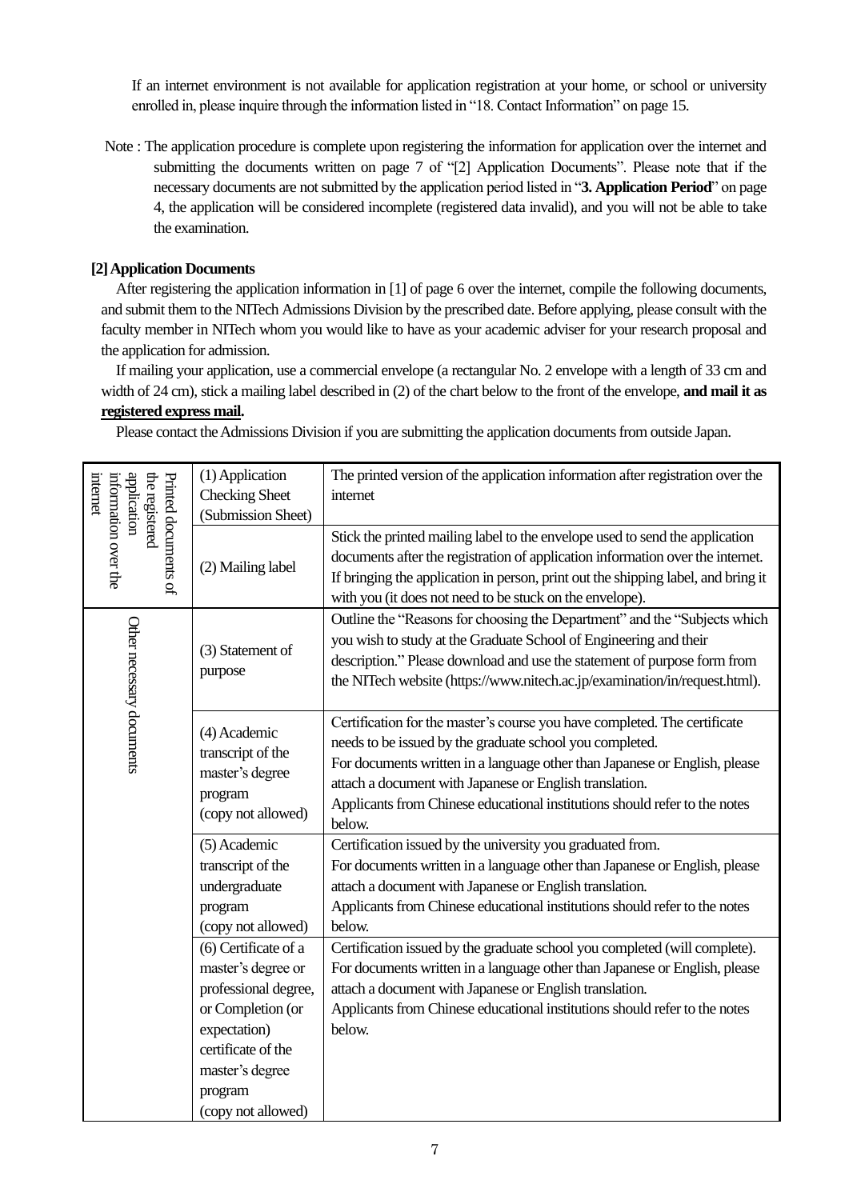If an internet environment is not available for application registration at your home, or school or university enrolled in, please inquire through the information listed in "18. Contact Information" on page 15.

Note : The application procedure is complete upon registering the information for application over the internet and submitting the documents written on page 7 of "[2] Application Documents". Please note that if the necessary documents are not submitted by the application period listed in "**3. Application Period**" on page 4, the application will be considered incomplete (registered data invalid), and you will not be able to take the examination.

**[2] Application Documents**

After registering the application information in [1] of page 6 over the internet, compile the following documents, and submit them to the NITech Admissions Division by the prescribed date. Before applying, please consult with the faculty member in NITech whom you would like to have as your academic adviser for your research proposal and the application for admission.

If mailing your application, use a commercial envelope (a rectangular No. 2 envelope with a length of 33 cm and width of 24 cm), stick a mailing label described in (2) of the chart below to the front of the envelope, **and mail it as registered express mail.**

Please contact the Admissions Division if you are submitting the application documents from outside Japan.

| | | |
|---|---|---|
| Printed documents of the registered application information over the internet | (1) Application Checking Sheet (Submission Sheet) | The printed version of the application information after registration over the internet |
| | (2) Mailing label | Stick the printed mailing label to the envelope used to send the application documents after the registration of application information over the internet. If bringing the application in person, print out the shipping label, and bring it with you (it does not need to be stuck on the envelope). |
| Other necessary documents | (3) Statement of purpose | Outline the "Reasons for choosing the Department" and the "Subjects which you wish to study at the Graduate School of Engineering and their description." Please download and use the statement of purpose form from the NITech website (https://www.nitech.ac.jp/examination/in/request.html). |
| | (4) Academic transcript of the master's degree program (copy not allowed) | Certification for the master's course you have completed. The certificate needs to be issued by the graduate school you completed. For documents written in a language other than Japanese or English, please attach a document with Japanese or English translation. Applicants from Chinese educational institutions should refer to the notes below. |
| | (5) Academic transcript of the undergraduate program (copy not allowed) | Certification issued by the university you graduated from. For documents written in a language other than Japanese or English, please attach a document with Japanese or English translation. Applicants from Chinese educational institutions should refer to the notes below. |
| | (6) Certificate of a master's degree or professional degree, or Completion (or expectation) certificate of the master's degree program (copy not allowed) | Certification issued by the graduate school you completed (will complete). For documents written in a language other than Japanese or English, please attach a document with Japanese or English translation. Applicants from Chinese educational institutions should refer to the notes below. |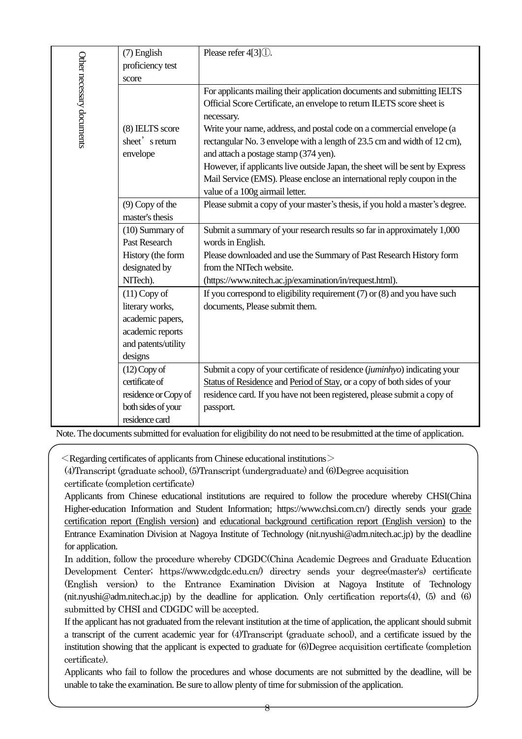| Other necessary documents | | |
|---|---|---|
| | (7) English proficiency test score | Please refer 4[3]①. |
| | (8) IELTS score sheet's return envelope | For applicants mailing their application documents and submitting IELTS Official Score Certificate, an envelope to return ILETS score sheet is necessary.<br>Write your name, address, and postal code on a commercial envelope (a rectangular No. 3 envelope with a length of 23.5 cm and width of 12 cm), and attach a postage stamp (374 yen).<br>However, if applicants live outside Japan, the sheet will be sent by Express Mail Service (EMS). Please enclose an international reply coupon in the value of a 100g airmail letter. |
| | (9) Copy of the master's thesis | Please submit a copy of your master's thesis, if you hold a master's degree. |
| | (10) Summary of Past Research History (the form designated by NITech). | Submit a summary of your research results so far in approximately 1,000 words in English.<br>Please downloaded and use the Summary of Past Research History form from the NITech website.<br>(https://www.nitech.ac.jp/examination/in/request.html). |
| | (11) Copy of literary works, academic papers, academic reports and patents/utility designs | If you correspond to eligibility requirement (7) or (8) and you have such documents, Please submit them. |
| | (12) Copy of certificate of residence or Copy of both sides of your residence card | Submit a copy of your certificate of residence (*juminhyo*) indicating your Status of Residence and Period of Stay, or a copy of both sides of your residence card. If you have not been registered, please submit a copy of passport. |

Note. The documents submitted for evaluation for eligibility do not need to be resubmitted at the time of application.

＜Regarding certificates of applicants from Chinese educational institutions＞

(4)Transcript (graduate school), (5)Transcript (undergraduate) and (6)Degree acquisition certificate (completion certificate)

Applicants from Chinese educational institutions are required to follow the procedure whereby CHSI(China Higher-education Information and Student Information; https://www.chsi.com.cn/) directly sends your grade certification report (English version) and educational background certification report (English version) to the Entrance Examination Division at Nagoya Institute of Technology (nit.nyushi@adm.nitech.ac.jp) by the deadline for application.

In addition, follow the procedure whereby CDGDC(China Academic Degrees and Graduate Education Development Center; https://www.cdgdc.edu.cn/) directry sends your degree(master's) certificate (English version) to the Entrance Examination Division at Nagoya Institute of Technology (nit.nyushi@adm.nitech.ac.jp) by the deadline for application. Only certification reports(4), (5) and (6) submitted by CHSI and CDGDC will be accepted.

If the applicant has not graduated from the relevant institution at the time of application, the applicant should submit a transcript of the current academic year for (4)Transcript (graduate school), and a certificate issued by the institution showing that the applicant is expected to graduate for (6)Degree acquisition certificate (completion certificate).

Applicants who fail to follow the procedures and whose documents are not submitted by the deadline, will be unable to take the examination. Be sure to allow plenty of time for submission of the application.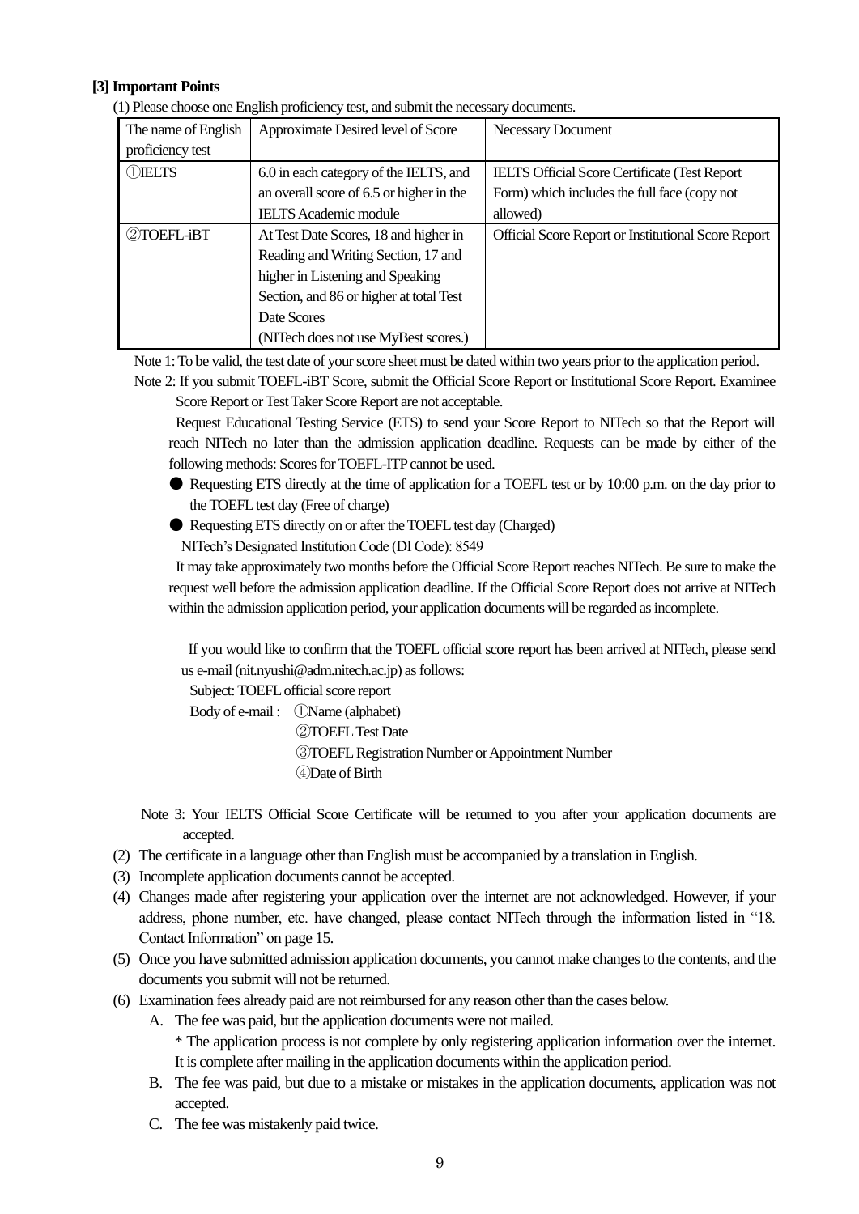**[3] Important Points**

(1) Please choose one English proficiency test, and submit the necessary documents.

| The name of English proficiency test | Approximate Desired level of Score | Necessary Document |
| --- | --- | --- |
| ①IELTS | 6.0 in each category of the IELTS, and an overall score of 6.5 or higher in the IELTS Academic module | IELTS Official Score Certificate (Test Report Form) which includes the full face (copy not allowed) |
| ②TOEFL-iBT | At Test Date Scores, 18 and higher in Reading and Writing Section, 17 and higher in Listening and Speaking Section, and 86 or higher at total Test Date Scores (NITech does not use MyBest scores.) | Official Score Report or Institutional Score Report |

Note 1: To be valid, the test date of your score sheet must be dated within two years prior to the application period.

Note 2: If you submit TOEFL-iBT Score, submit the Official Score Report or Institutional Score Report. Examinee Score Report or Test Taker Score Report are not acceptable.

Request Educational Testing Service (ETS) to send your Score Report to NITech so that the Report will reach NITech no later than the admission application deadline. Requests can be made by either of the following methods: Scores for TOEFL-ITP cannot be used.

- ● Requesting ETS directly at the time of application for a TOEFL test or by 10:00 p.m. on the day prior to the TOEFL test day (Free of charge)
- ● Requesting ETS directly on or after the TOEFL test day (Charged)

NITech's Designated Institution Code (DI Code): 8549

It may take approximately two months before the Official Score Report reaches NITech. Be sure to make the request well before the admission application deadline. If the Official Score Report does not arrive at NITech within the admission application period, your application documents will be regarded as incomplete.

If you would like to confirm that the TOEFL official score report has been arrived at NITech, please send us e-mail (nit.nyushi@adm.nitech.ac.jp) as follows:

Subject: TOEFL official score report

Body of e-mail : ①Name (alphabet)
②TOEFL Test Date
③TOEFL Registration Number or Appointment Number
④Date of Birth

Note 3: Your IELTS Official Score Certificate will be returned to you after your application documents are accepted.

(2) The certificate in a language other than English must be accompanied by a translation in English.

(3) Incomplete application documents cannot be accepted.

(4) Changes made after registering your application over the internet are not acknowledged. However, if your address, phone number, etc. have changed, please contact NITech through the information listed in "18. Contact Information" on page 15.

(5) Once you have submitted admission application documents, you cannot make changes to the contents, and the documents you submit will not be returned.

(6) Examination fees already paid are not reimbursed for any reason other than the cases below.

A. The fee was paid, but the application documents were not mailed.
\* The application process is not complete by only registering application information over the internet. It is complete after mailing in the application documents within the application period.

B. The fee was paid, but due to a mistake or mistakes in the application documents, application was not accepted.

C. The fee was mistakenly paid twice.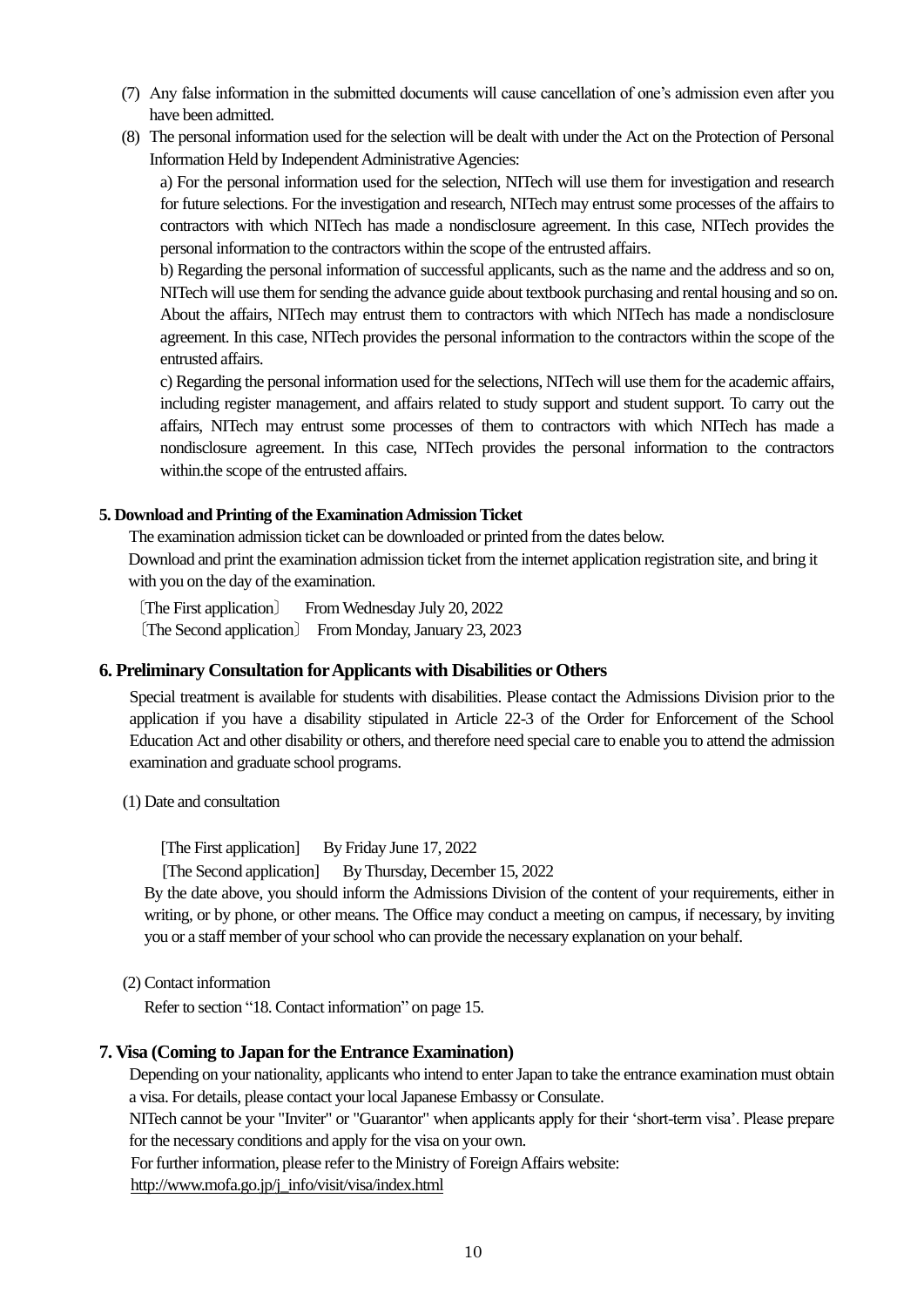(7) Any false information in the submitted documents will cause cancellation of one's admission even after you have been admitted.

(8) The personal information used for the selection will be dealt with under the Act on the Protection of Personal Information Held by Independent Administrative Agencies:

a) For the personal information used for the selection, NITech will use them for investigation and research for future selections. For the investigation and research, NITech may entrust some processes of the affairs to contractors with which NITech has made a nondisclosure agreement. In this case, NITech provides the personal information to the contractors within the scope of the entrusted affairs.

b) Regarding the personal information of successful applicants, such as the name and the address and so on, NITech will use them for sending the advance guide about textbook purchasing and rental housing and so on. About the affairs, NITech may entrust them to contractors with which NITech has made a nondisclosure agreement. In this case, NITech provides the personal information to the contractors within the scope of the entrusted affairs.

c) Regarding the personal information used for the selections, NITech will use them for the academic affairs, including register management, and affairs related to study support and student support. To carry out the affairs, NITech may entrust some processes of them to contractors with which NITech has made a nondisclosure agreement. In this case, NITech provides the personal information to the contractors within.the scope of the entrusted affairs.

**5. Download and Printing of the Examination Admission Ticket**

The examination admission ticket can be downloaded or printed from the dates below.

Download and print the examination admission ticket from the internet application registration site, and bring it with you on the day of the examination.

〔The First application〕 From Wednesday July 20, 2022

〔The Second application〕 From Monday, January 23, 2023

## 6. Preliminary Consultation for Applicants with Disabilities or Others

Special treatment is available for students with disabilities. Please contact the Admissions Division prior to the application if you have a disability stipulated in Article 22-3 of the Order for Enforcement of the School Education Act and other disability or others, and therefore need special care to enable you to attend the admission examination and graduate school programs.

(1) Date and consultation

[The First application] By Friday June 17, 2022

[The Second application] By Thursday, December 15, 2022

By the date above, you should inform the Admissions Division of the content of your requirements, either in writing, or by phone, or other means. The Office may conduct a meeting on campus, if necessary, by inviting you or a staff member of your school who can provide the necessary explanation on your behalf.

(2) Contact information

Refer to section "18. Contact information" on page 15.

## 7. Visa (Coming to Japan for the Entrance Examination)

Depending on your nationality, applicants who intend to enter Japan to take the entrance examination must obtain a visa. For details, please contact your local Japanese Embassy or Consulate.

NITech cannot be your "Inviter" or "Guarantor" when applicants apply for their 'short-term visa'. Please prepare for the necessary conditions and apply for the visa on your own.

For further information, please refer to the Ministry of Foreign Affairs website:

http://www.mofa.go.jp/j_info/visit/visa/index.html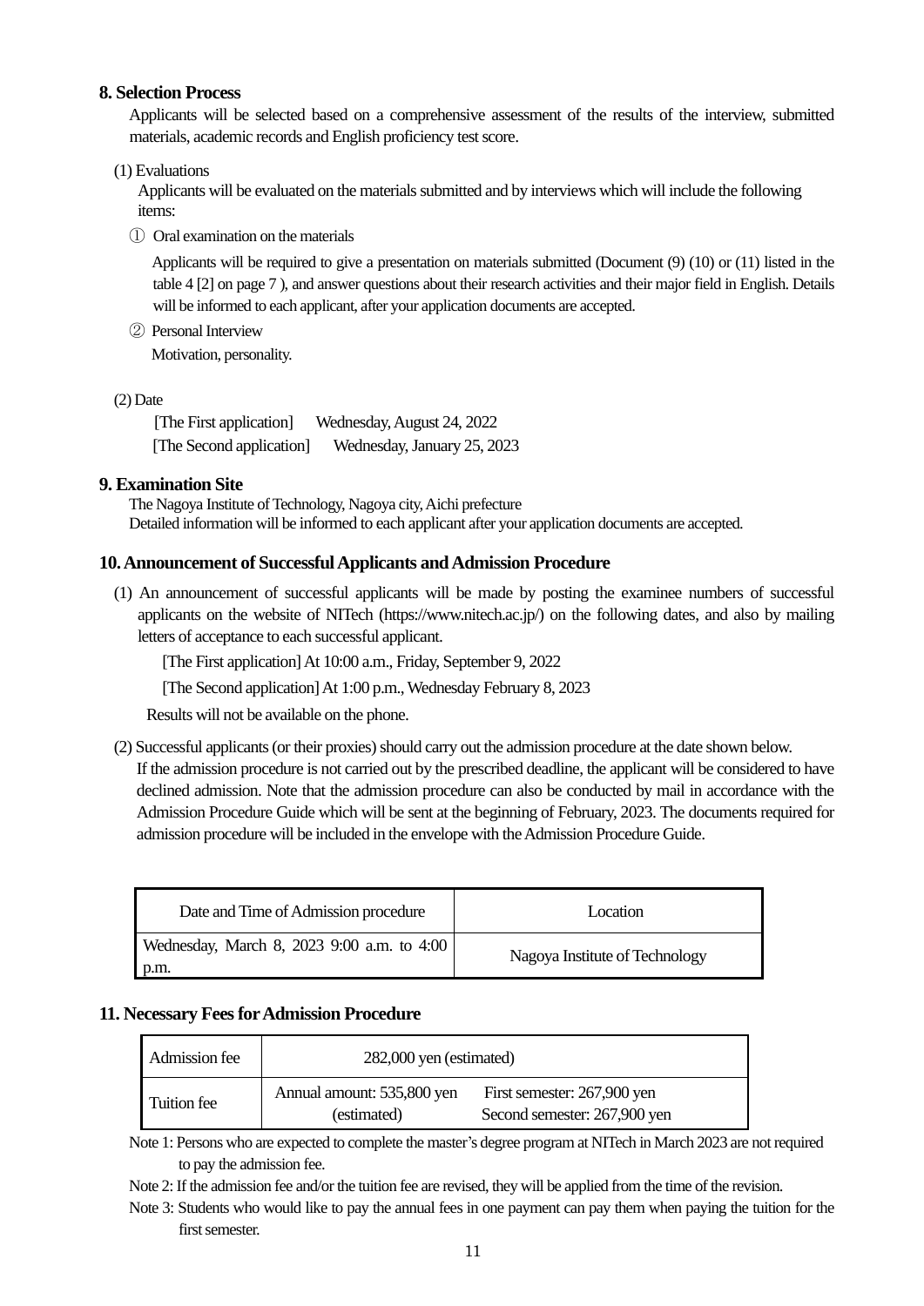## 8. Selection Process

Applicants will be selected based on a comprehensive assessment of the results of the interview, submitted materials, academic records and English proficiency test score.

(1) Evaluations

Applicants will be evaluated on the materials submitted and by interviews which will include the following items:

① Oral examination on the materials

Applicants will be required to give a presentation on materials submitted (Document (9) (10) or (11) listed in the table 4 [2] on page 7 ), and answer questions about their research activities and their major field in English. Details will be informed to each applicant, after your application documents are accepted.

② Personal Interview

Motivation, personality.

(2) Date

[The First application] Wednesday, August 24, 2022

[The Second application] Wednesday, January 25, 2023

## 9. Examination Site

The Nagoya Institute of Technology, Nagoya city, Aichi prefecture

Detailed information will be informed to each applicant after your application documents are accepted.

## 10. Announcement of Successful Applicants and Admission Procedure

(1) An announcement of successful applicants will be made by posting the examinee numbers of successful applicants on the website of NITech (https://www.nitech.ac.jp/) on the following dates, and also by mailing letters of acceptance to each successful applicant.

[The First application] At 10:00 a.m., Friday, September 9, 2022

[The Second application] At 1:00 p.m., Wednesday February 8, 2023

Results will not be available on the phone.

(2) Successful applicants (or their proxies) should carry out the admission procedure at the date shown below. If the admission procedure is not carried out by the prescribed deadline, the applicant will be considered to have declined admission. Note that the admission procedure can also be conducted by mail in accordance with the Admission Procedure Guide which will be sent at the beginning of February, 2023. The documents required for admission procedure will be included in the envelope with the Admission Procedure Guide.

| Date and Time of Admission procedure | Location |
|---|---|
| Wednesday, March 8, 2023 9:00 a.m. to 4:00 p.m. | Nagoya Institute of Technology |

## 11. Necessary Fees for Admission Procedure

| Admission fee | 282,000 yen (estimated) | |
|---|---|---|
| Tuition fee | Annual amount: 535,800 yen (estimated) | First semester: 267,900 yen<br>Second semester: 267,900 yen |

Note 1: Persons who are expected to complete the master's degree program at NITech in March 2023 are not required to pay the admission fee.

Note 2: If the admission fee and/or the tuition fee are revised, they will be applied from the time of the revision.

Note 3: Students who would like to pay the annual fees in one payment can pay them when paying the tuition for the first semester.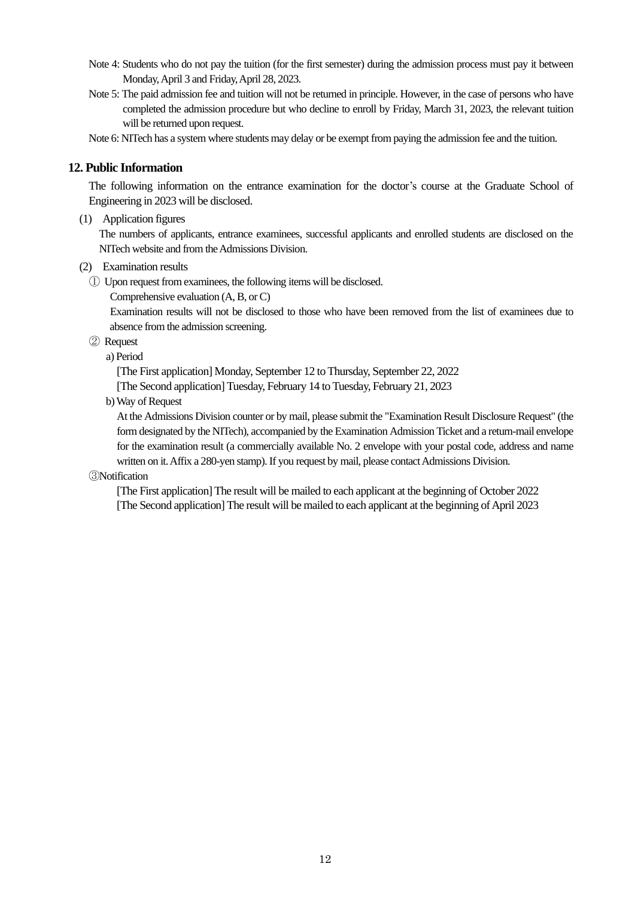Note 4: Students who do not pay the tuition (for the first semester) during the admission process must pay it between Monday, April 3 and Friday, April 28, 2023.

Note 5: The paid admission fee and tuition will not be returned in principle. However, in the case of persons who have completed the admission procedure but who decline to enroll by Friday, March 31, 2023, the relevant tuition will be returned upon request.

Note 6: NITech has a system where students may delay or be exempt from paying the admission fee and the tuition.

## 12. Public Information

The following information on the entrance examination for the doctor's course at the Graduate School of Engineering in 2023 will be disclosed.

(1) Application figures

The numbers of applicants, entrance examinees, successful applicants and enrolled students are disclosed on the NITech website and from the Admissions Division.

(2) Examination results

① Upon request from examinees, the following items will be disclosed.

Comprehensive evaluation (A, B, or C)

Examination results will not be disclosed to those who have been removed from the list of examinees due to absence from the admission screening.

② Request

a) Period

[The First application] Monday, September 12 to Thursday, September 22, 2022

[The Second application] Tuesday, February 14 to Tuesday, February 21, 2023

b) Way of Request

At the Admissions Division counter or by mail, please submit the "Examination Result Disclosure Request" (the form designated by the NITech), accompanied by the Examination Admission Ticket and a return-mail envelope for the examination result (a commercially available No. 2 envelope with your postal code, address and name written on it. Affix a 280-yen stamp). If you request by mail, please contact Admissions Division.

③Notification

[The First application] The result will be mailed to each applicant at the beginning of October 2022

[The Second application] The result will be mailed to each applicant at the beginning of April 2023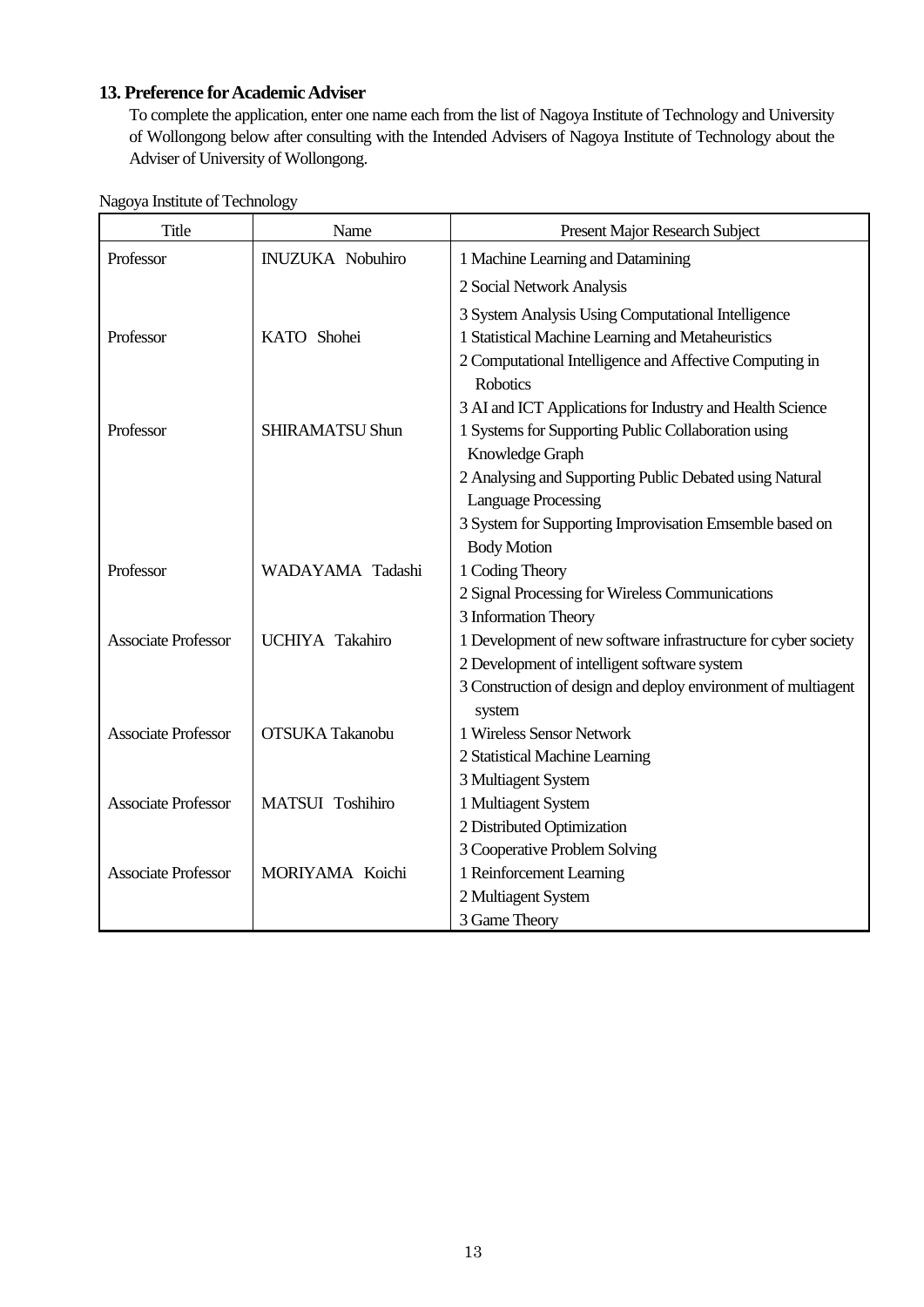## 13. Preference for Academic Adviser

To complete the application, enter one name each from the list of Nagoya Institute of Technology and University of Wollongong below after consulting with the Intended Advisers of Nagoya Institute of Technology about the Adviser of University of Wollongong.

Nagoya Institute of Technology

| Title | Name | Present Major Research Subject |
|---|---|---|
| Professor | INUZUKA Nobuhiro | 1 Machine Learning and Datamining<br>2 Social Network Analysis<br>3 System Analysis Using Computational Intelligence |
| Professor | KATO Shohei | 1 Statistical Machine Learning and Metaheuristics<br>2 Computational Intelligence and Affective Computing in Robotics<br>3 AI and ICT Applications for Industry and Health Science |
| Professor | SHIRAMATSU Shun | 1 Systems for Supporting Public Collaboration using Knowledge Graph<br>2 Analysing and Supporting Public Debated using Natural Language Processing<br>3 System for Supporting Improvisation Emsemble based on Body Motion |
| Professor | WADAYAMA Tadashi | 1 Coding Theory<br>2 Signal Processing for Wireless Communications<br>3 Information Theory |
| Associate Professor | UCHIYA Takahiro | 1 Development of new software infrastructure for cyber society<br>2 Development of intelligent software system<br>3 Construction of design and deploy environment of multiagent system |
| Associate Professor | OTSUKA Takanobu | 1 Wireless Sensor Network<br>2 Statistical Machine Learning<br>3 Multiagent System |
| Associate Professor | MATSUI Toshihiro | 1 Multiagent System<br>2 Distributed Optimization<br>3 Cooperative Problem Solving |
| Associate Professor | MORIYAMA Koichi | 1 Reinforcement Learning<br>2 Multiagent System<br>3 Game Theory |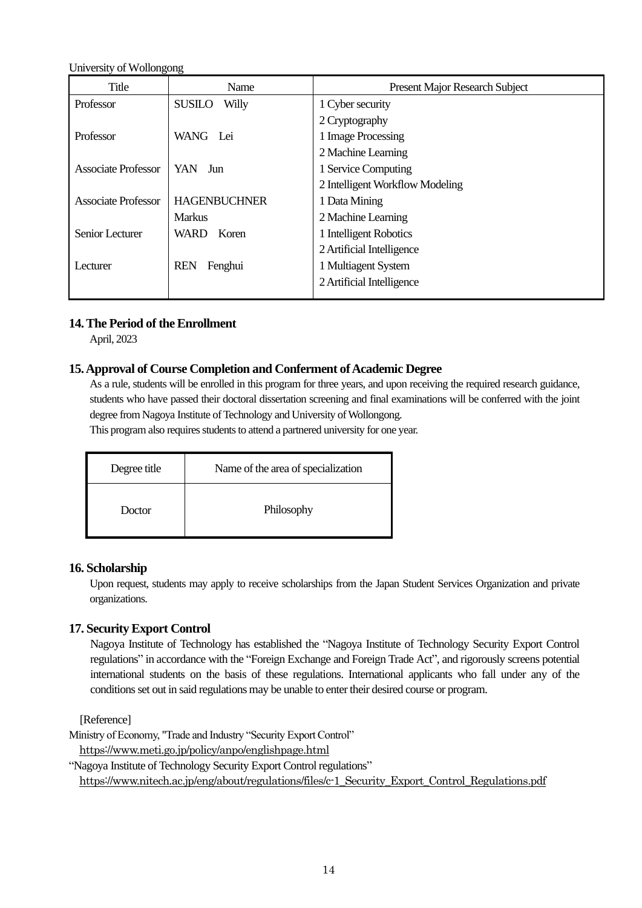University of Wollongong

| Title | Name | Present Major Research Subject |
|---|---|---|
| Professor | SUSILO Willy | 1 Cyber security<br>2 Cryptography |
| Professor | WANG Lei | 1 Image Processing<br>2 Machine Learning |
| Associate Professor | YAN Jun | 1 Service Computing<br>2 Intelligent Workflow Modeling |
| Associate Professor | HAGENBUCHNER Markus | 1 Data Mining<br>2 Machine Learning |
| Senior Lecturer | WARD Koren | 1 Intelligent Robotics<br>2 Artificial Intelligence |
| Lecturer | REN Fenghui | 1 Multiagent System<br>2 Artificial Intelligence |

## 14. The Period of the Enrollment

April, 2023

## 15. Approval of Course Completion and Conferment of Academic Degree

As a rule, students will be enrolled in this program for three years, and upon receiving the required research guidance, students who have passed their doctoral dissertation screening and final examinations will be conferred with the joint degree from Nagoya Institute of Technology and University of Wollongong.

This program also requires students to attend a partnered university for one year.

| Degree title | Name of the area of specialization |
|---|---|
| Doctor | Philosophy |

## 16. Scholarship

Upon request, students may apply to receive scholarships from the Japan Student Services Organization and private organizations.

## 17. Security Export Control

Nagoya Institute of Technology has established the “Nagoya Institute of Technology Security Export Control regulations” in accordance with the “Foreign Exchange and Foreign Trade Act”, and rigorously screens potential international students on the basis of these regulations. International applicants who fall under any of the conditions set out in said regulations may be unable to enter their desired course or program.

[Reference]

Ministry of Economy, "Trade and Industry “Security Export Control”
https://www.meti.go.jp/policy/anpo/englishpage.html

“Nagoya Institute of Technology Security Export Control regulations”
https://www.nitech.ac.jp/eng/about/regulations/files/c-1_Security_Export_Control_Regulations.pdf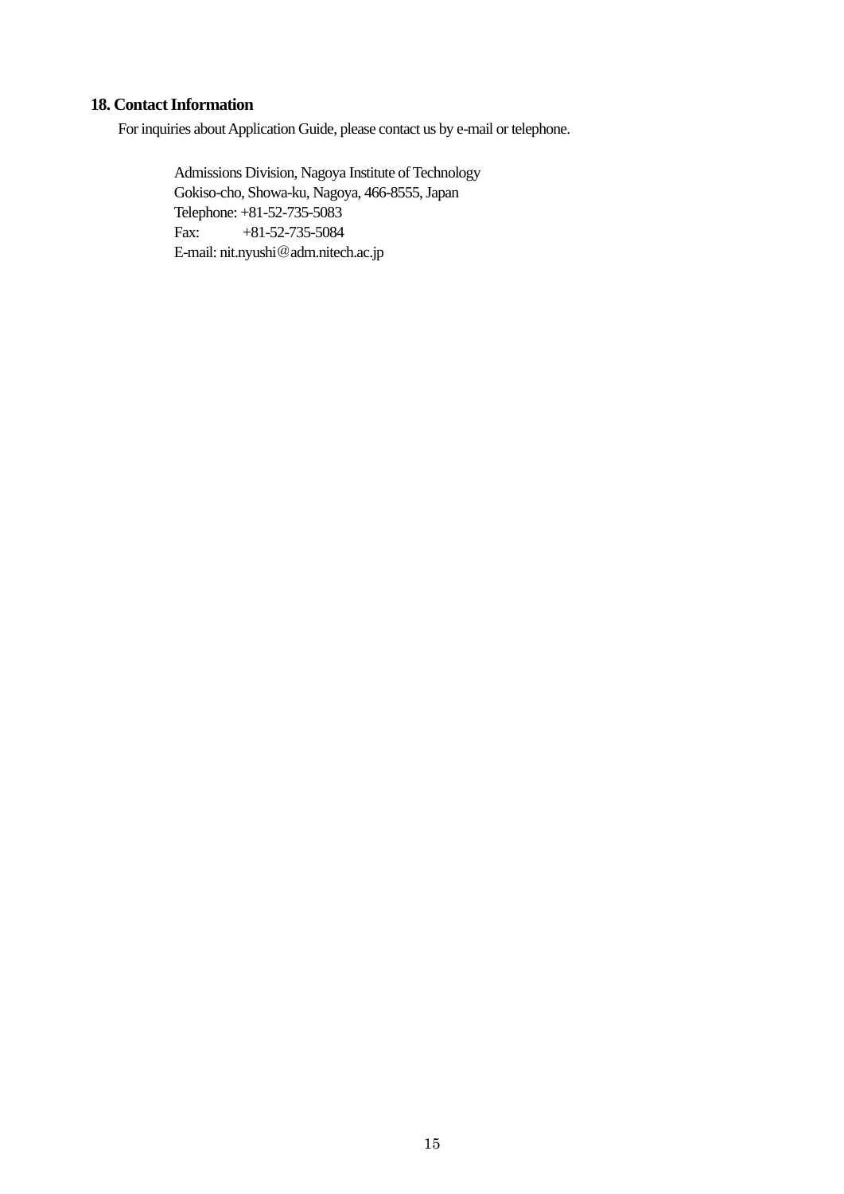## 18. Contact Information

For inquiries about Application Guide, please contact us by e-mail or telephone.

Admissions Division, Nagoya Institute of Technology
Gokiso-cho, Showa-ku, Nagoya, 466-8555, Japan
Telephone: +81-52-735-5083
Fax: +81-52-735-5084
E-mail: nit.nyushi@adm.nitech.ac.jp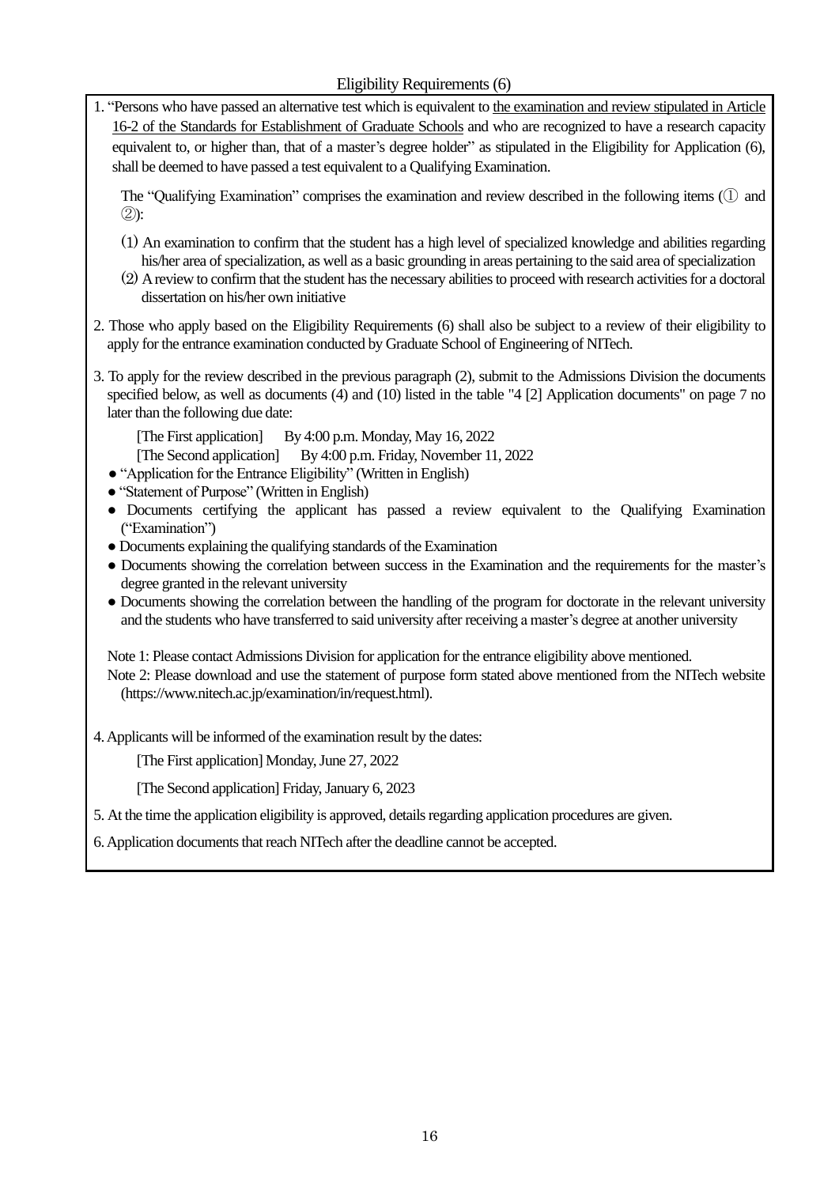## Eligibility Requirements (6)

1. "Persons who have passed an alternative test which is equivalent to <u>the examination and review stipulated in Article 16-2 of the Standards for Establishment of Graduate Schools</u> and who are recognized to have a research capacity equivalent to, or higher than, that of a master's degree holder" as stipulated in the Eligibility for Application (6), shall be deemed to have passed a test equivalent to a Qualifying Examination.

   The "Qualifying Examination" comprises the examination and review described in the following items (① and ②):

   (1) An examination to confirm that the student has a high level of specialized knowledge and abilities regarding his/her area of specialization, as well as a basic grounding in areas pertaining to the said area of specialization
   (2) A review to confirm that the student has the necessary abilities to proceed with research activities for a doctoral dissertation on his/her own initiative

2. Those who apply based on the Eligibility Requirements (6) shall also be subject to a review of their eligibility to apply for the entrance examination conducted by Graduate School of Engineering of NITech.

3. To apply for the review described in the previous paragraph (2), submit to the Admissions Division the documents specified below, as well as documents (4) and (10) listed in the table "4 [2] Application documents" on page 7 no later than the following due date:

   [The First application]　By 4:00 p.m. Monday, May 16, 2022
   [The Second application]　By 4:00 p.m. Friday, November 11, 2022

   - "Application for the Entrance Eligibility" (Written in English)
   - "Statement of Purpose" (Written in English)
   - Documents certifying the applicant has passed a review equivalent to the Qualifying Examination ("Examination")
   - Documents explaining the qualifying standards of the Examination
   - Documents showing the correlation between success in the Examination and the requirements for the master's degree granted in the relevant university
   - Documents showing the correlation between the handling of the program for doctorate in the relevant university and the students who have transferred to said university after receiving a master's degree at another university

   Note 1: Please contact Admissions Division for application for the entrance eligibility above mentioned.
   Note 2: Please download and use the statement of purpose form stated above mentioned from the NITech website (https://www.nitech.ac.jp/examination/in/request.html).

4. Applicants will be informed of the examination result by the dates:

   [The First application] Monday, June 27, 2022

   [The Second application] Friday, January 6, 2023

5. At the time the application eligibility is approved, details regarding application procedures are given.

6. Application documents that reach NITech after the deadline cannot be accepted.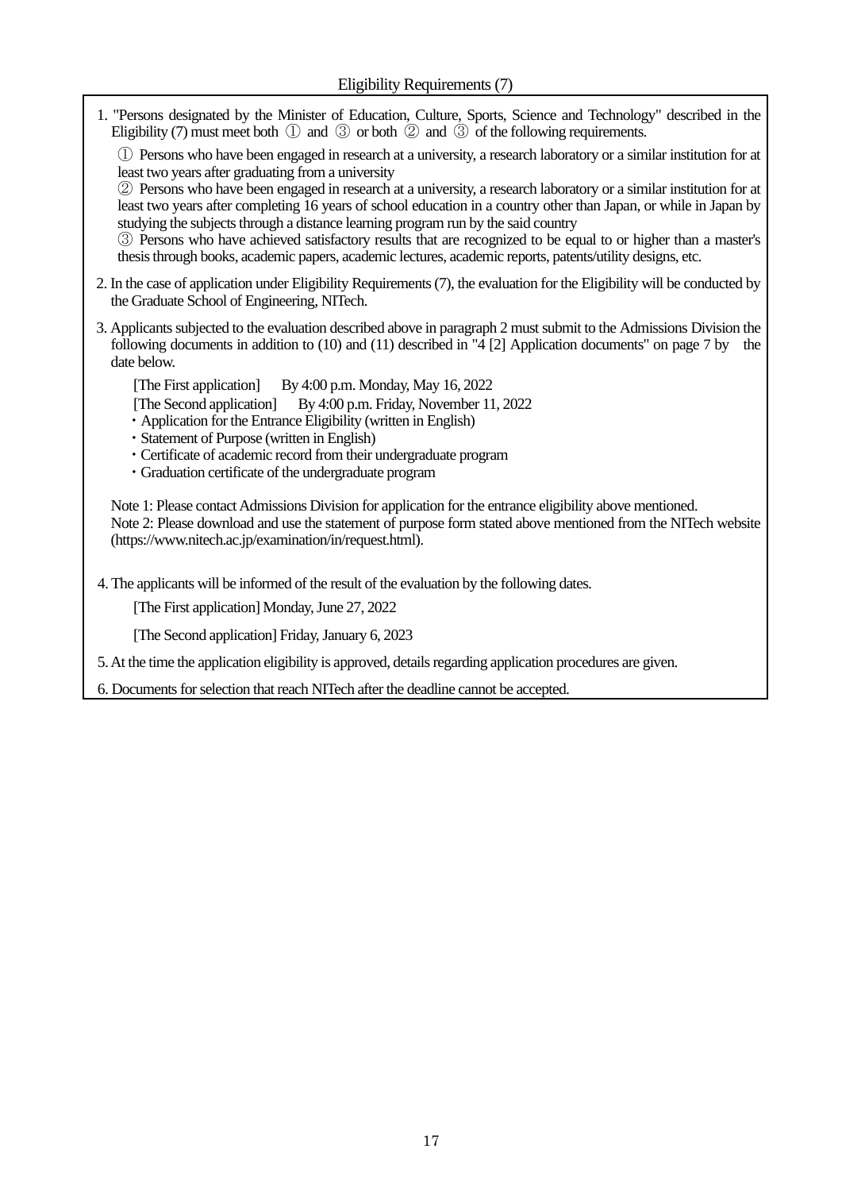## Eligibility Requirements (7)

1. "Persons designated by the Minister of Education, Culture, Sports, Science and Technology" described in the Eligibility (7) must meet both ① and ③ or both ② and ③ of the following requirements.

   ① Persons who have been engaged in research at a university, a research laboratory or a similar institution for at least two years after graduating from a university
   ② Persons who have been engaged in research at a university, a research laboratory or a similar institution for at least two years after completing 16 years of school education in a country other than Japan, or while in Japan by studying the subjects through a distance learning program run by the said country
   ③ Persons who have achieved satisfactory results that are recognized to be equal to or higher than a master's thesis through books, academic papers, academic lectures, academic reports, patents/utility designs, etc.

2. In the case of application under Eligibility Requirements (7), the evaluation for the Eligibility will be conducted by the Graduate School of Engineering, NITech.

3. Applicants subjected to the evaluation described above in paragraph 2 must submit to the Admissions Division the following documents in addition to (10) and (11) described in "4 [2] Application documents" on page 7 by the date below.

   [The First application] By 4:00 p.m. Monday, May 16, 2022
   [The Second application] By 4:00 p.m. Friday, November 11, 2022
   ・Application for the Entrance Eligibility (written in English)
   ・Statement of Purpose (written in English)
   ・Certificate of academic record from their undergraduate program
   ・Graduation certificate of the undergraduate program

   Note 1: Please contact Admissions Division for application for the entrance eligibility above mentioned.
   Note 2: Please download and use the statement of purpose form stated above mentioned from the NITech website (https://www.nitech.ac.jp/examination/in/request.html).

4. The applicants will be informed of the result of the evaluation by the following dates.

   [The First application] Monday, June 27, 2022

   [The Second application] Friday, January 6, 2023

5. At the time the application eligibility is approved, details regarding application procedures are given.

6. Documents for selection that reach NITech after the deadline cannot be accepted.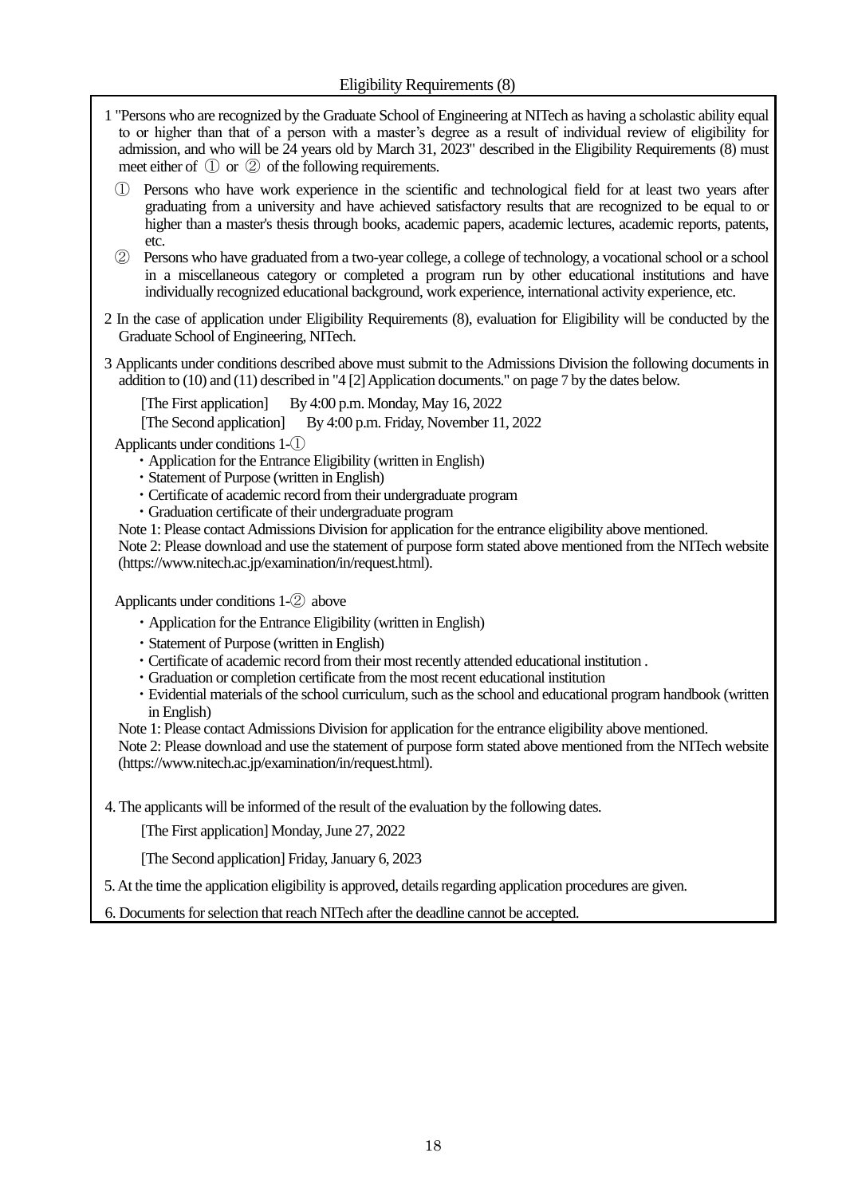## Eligibility Requirements (8)

1 "Persons who are recognized by the Graduate School of Engineering at NITech as having a scholastic ability equal to or higher than that of a person with a master's degree as a result of individual review of eligibility for admission, and who will be 24 years old by March 31, 2023" described in the Eligibility Requirements (8) must meet either of ① or ② of the following requirements.

① Persons who have work experience in the scientific and technological field for at least two years after graduating from a university and have achieved satisfactory results that are recognized to be equal to or higher than a master's thesis through books, academic papers, academic lectures, academic reports, patents, etc.

② Persons who have graduated from a two-year college, a college of technology, a vocational school or a school in a miscellaneous category or completed a program run by other educational institutions and have individually recognized educational background, work experience, international activity experience, etc.

2 In the case of application under Eligibility Requirements (8), evaluation for Eligibility will be conducted by the Graduate School of Engineering, NITech.

3 Applicants under conditions described above must submit to the Admissions Division the following documents in addition to (10) and (11) described in "4 [2] Application documents." on page 7 by the dates below.

[The First application]　By 4:00 p.m. Monday, May 16, 2022

[The Second application]　By 4:00 p.m. Friday, November 11, 2022

Applicants under conditions 1-①

- Application for the Entrance Eligibility (written in English)
- Statement of Purpose (written in English)
- Certificate of academic record from their undergraduate program
- Graduation certificate of their undergraduate program

Note 1: Please contact Admissions Division for application for the entrance eligibility above mentioned.
Note 2: Please download and use the statement of purpose form stated above mentioned from the NITech website (https://www.nitech.ac.jp/examination/in/request.html).

Applicants under conditions 1-② above

- Application for the Entrance Eligibility (written in English)
- Statement of Purpose (written in English)
- Certificate of academic record from their most recently attended educational institution .
- Graduation or completion certificate from the most recent educational institution
- Evidential materials of the school curriculum, such as the school and educational program handbook (written in English)

Note 1: Please contact Admissions Division for application for the entrance eligibility above mentioned.
Note 2: Please download and use the statement of purpose form stated above mentioned from the NITech website (https://www.nitech.ac.jp/examination/in/request.html).

4. The applicants will be informed of the result of the evaluation by the following dates.

[The First application] Monday, June 27, 2022

[The Second application] Friday, January 6, 2023

5. At the time the application eligibility is approved, details regarding application procedures are given.

6. Documents for selection that reach NITech after the deadline cannot be accepted.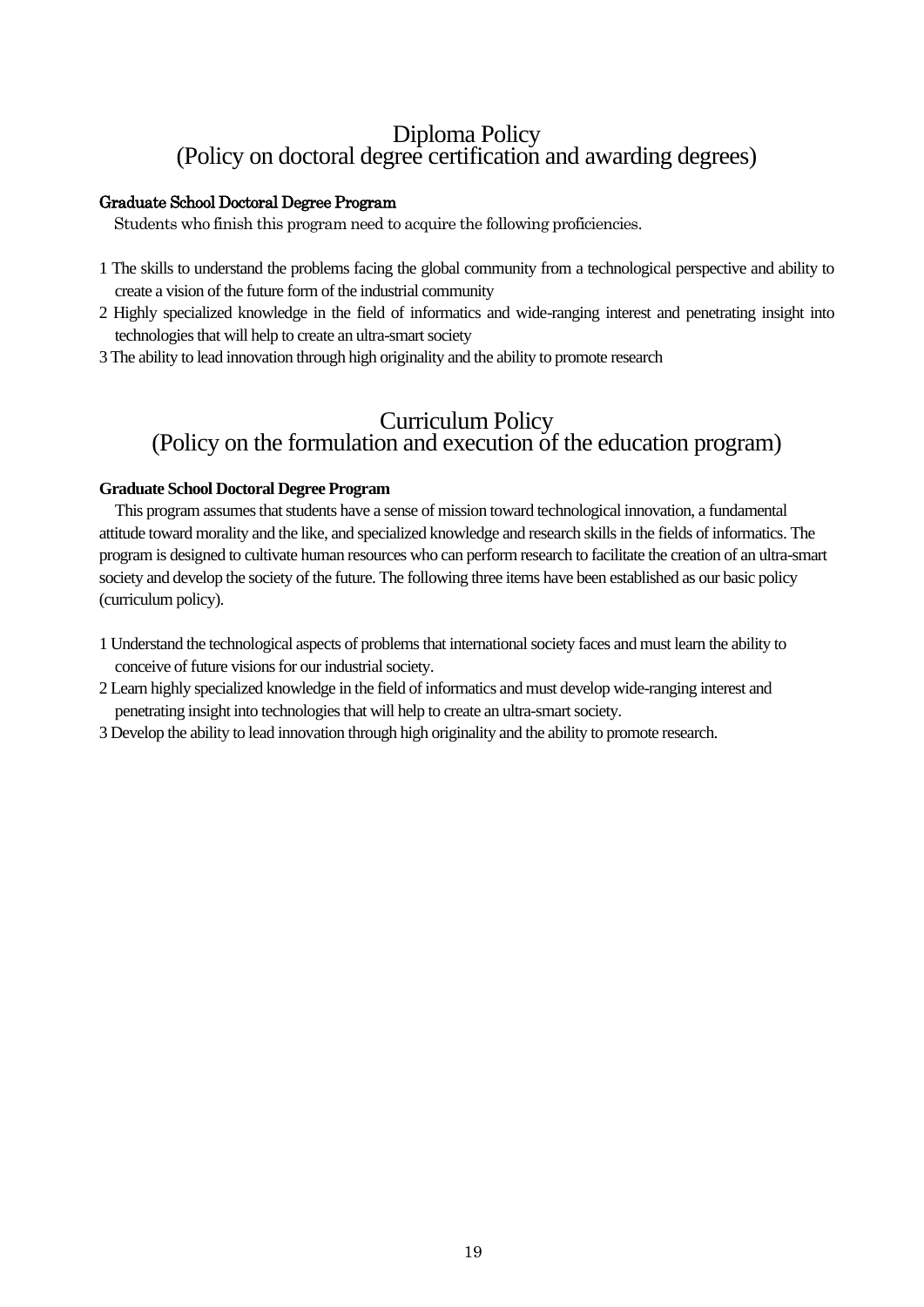# Diploma Policy
# (Policy on doctoral degree certification and awarding degrees)

**Graduate School Doctoral Degree Program**

Students who finish this program need to acquire the following proficiencies.

1 The skills to understand the problems facing the global community from a technological perspective and ability to create a vision of the future form of the industrial community
2 Highly specialized knowledge in the field of informatics and wide-ranging interest and penetrating insight into technologies that will help to create an ultra-smart society
3 The ability to lead innovation through high originality and the ability to promote research

# Curriculum Policy
# (Policy on the formulation and execution of the education program)

**Graduate School Doctoral Degree Program**

This program assumes that students have a sense of mission toward technological innovation, a fundamental attitude toward morality and the like, and specialized knowledge and research skills in the fields of informatics. The program is designed to cultivate human resources who can perform research to facilitate the creation of an ultra-smart society and develop the society of the future. The following three items have been established as our basic policy (curriculum policy).

1 Understand the technological aspects of problems that international society faces and must learn the ability to conceive of future visions for our industrial society.
2 Learn highly specialized knowledge in the field of informatics and must develop wide-ranging interest and penetrating insight into technologies that will help to create an ultra-smart society.
3 Develop the ability to lead innovation through high originality and the ability to promote research.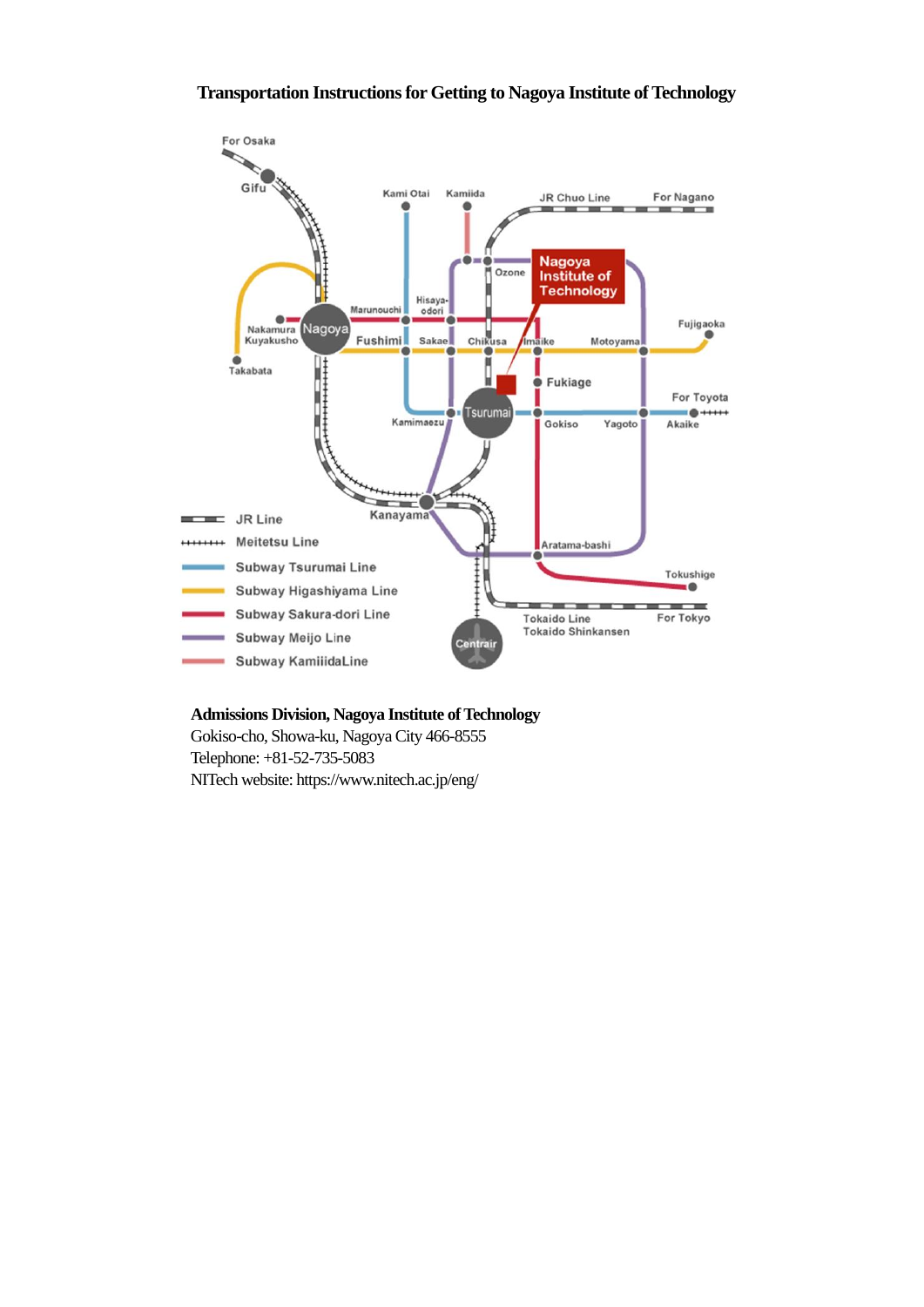**Transportation Instructions for Getting to Nagoya Institute of Technology**

For Osaka
Gifu
Kami Otai
Kamiida
JR Chuo Line
For Nagano
Ozone
Nagoya Institute of Technology
Hisaya-odori
Marunouchi
Nakamura Kuyakusho
Nagoya
Fushimi
Sakae
Chikusa
Imaike
Motoyama
Fujigaoka
Takabata
Fukiage
Tsurumai
For Toyota
Kamimaezu
Gokiso
Yagoto
Akaike
Kanayama
Aratama-bashi
Tokushige
Tokaido Line
Tokaido Shinkansen
For Tokyo
Centrair

JR Line
Meitetsu Line
Subway Tsurumai Line
Subway Higashiyama Line
Subway Sakura-dori Line
Subway Meijo Line
Subway KamiiidaLine

**Admissions Division, Nagoya Institute of Technology**
Gokiso-cho, Showa-ku, Nagoya City 466-8555
Telephone: +81-52-735-5083
NITech website: https://www.nitech.ac.jp/eng/